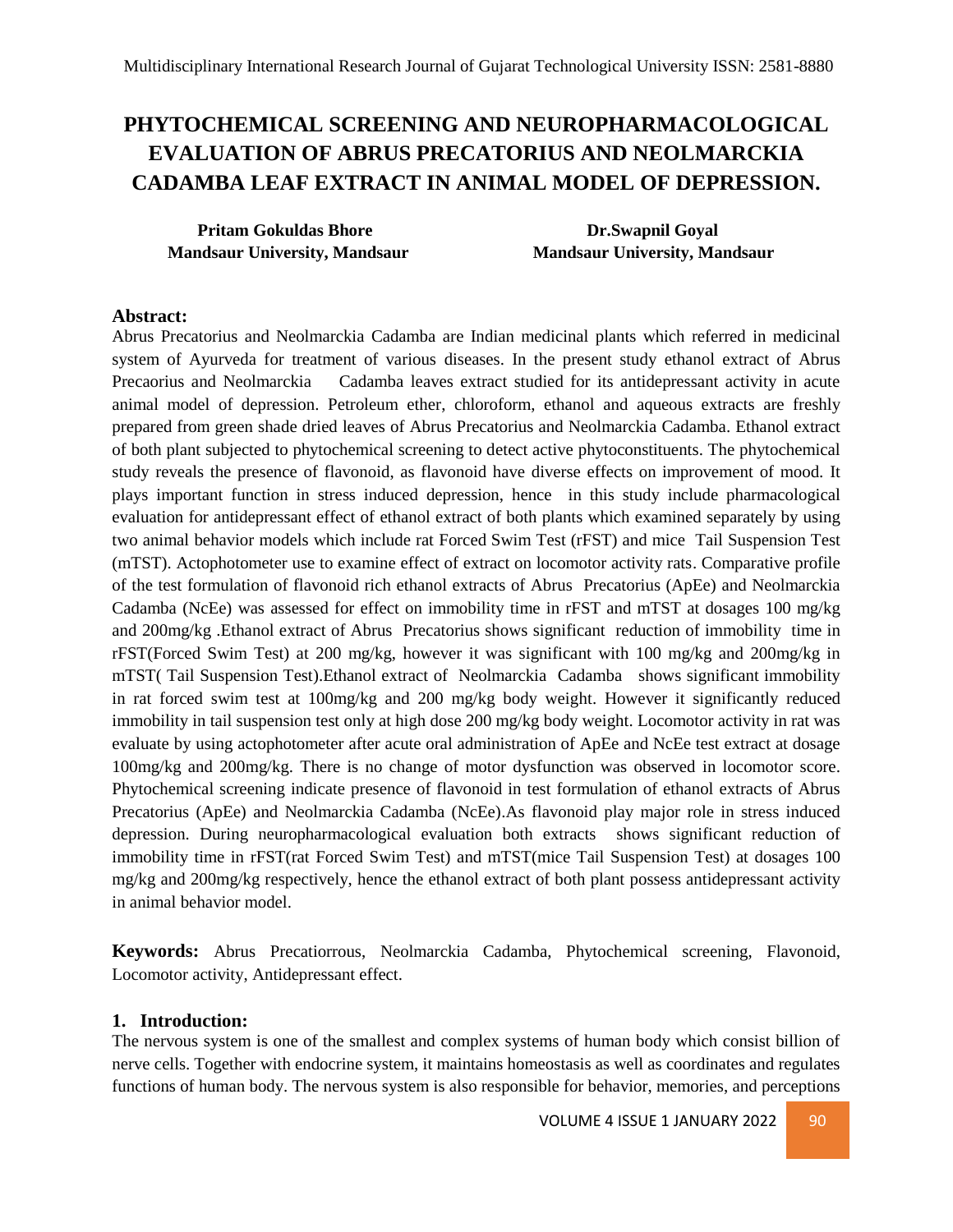# PHYTOCHEMICAL SCREENING AND NEUROPHARMACOLOGICAL EVALUATION OF ABRUS PRECATORIUS AND NEOLMARCKIA CADAMBA LEAF EXTRACT IN ANIMAL MODEL OF DEPRESSION.

**Pritam Gokuldas Bhore**
**Mandsaur University, Mandsaur**

**Dr.Swapnil Goyal**
**Mandsaur University, Mandsaur**

### Abstract:

Abrus Precatorius and Neolmarckia Cadamba are Indian medicinal plants which referred in medicinal system of Ayurveda for treatment of various diseases. In the present study ethanol extract of Abrus Precaorius and Neolmarckia Cadamba leaves extract studied for its antidepressant activity in acute animal model of depression. Petroleum ether, chloroform, ethanol and aqueous extracts are freshly prepared from green shade dried leaves of Abrus Precatorius and Neolmarckia Cadamba. Ethanol extract of both plant subjected to phytochemical screening to detect active phytoconstituents. The phytochemical study reveals the presence of flavonoid, as flavonoid have diverse effects on improvement of mood. It plays important function in stress induced depression, hence in this study include pharmacological evaluation for antidepressant effect of ethanol extract of both plants which examined separately by using two animal behavior models which include rat Forced Swim Test (rFST) and mice Tail Suspension Test (mTST). Actophotometer use to examine effect of extract on locomotor activity rats. Comparative profile of the test formulation of flavonoid rich ethanol extracts of Abrus Precatorius (ApEe) and Neolmarckia Cadamba (NcEe) was assessed for effect on immobility time in rFST and mTST at dosages 100 mg/kg and 200mg/kg .Ethanol extract of Abrus Precatorius shows significant reduction of immobility time in rFST(Forced Swim Test) at 200 mg/kg, however it was significant with 100 mg/kg and 200mg/kg in mTST( Tail Suspension Test).Ethanol extract of Neolmarckia Cadamba shows significant immobility in rat forced swim test at 100mg/kg and 200 mg/kg body weight. However it significantly reduced immobility in tail suspension test only at high dose 200 mg/kg body weight. Locomotor activity in rat was evaluate by using actophotometer after acute oral administration of ApEe and NcEe test extract at dosage 100mg/kg and 200mg/kg. There is no change of motor dysfunction was observed in locomotor score. Phytochemical screening indicate presence of flavonoid in test formulation of ethanol extracts of Abrus Precatorius (ApEe) and Neolmarckia Cadamba (NcEe).As flavonoid play major role in stress induced depression. During neuropharmacological evaluation both extracts shows significant reduction of immobility time in rFST(rat Forced Swim Test) and mTST(mice Tail Suspension Test) at dosages 100 mg/kg and 200mg/kg respectively, hence the ethanol extract of both plant possess antidepressant activity in animal behavior model.

**Keywords:** Abrus Precatiorrous, Neolmarckia Cadamba, Phytochemical screening, Flavonoid, Locomotor activity, Antidepressant effect.

## 1. Introduction:

The nervous system is one of the smallest and complex systems of human body which consist billion of nerve cells. Together with endocrine system, it maintains homeostasis as well as coordinates and regulates functions of human body. The nervous system is also responsible for behavior, memories, and perceptions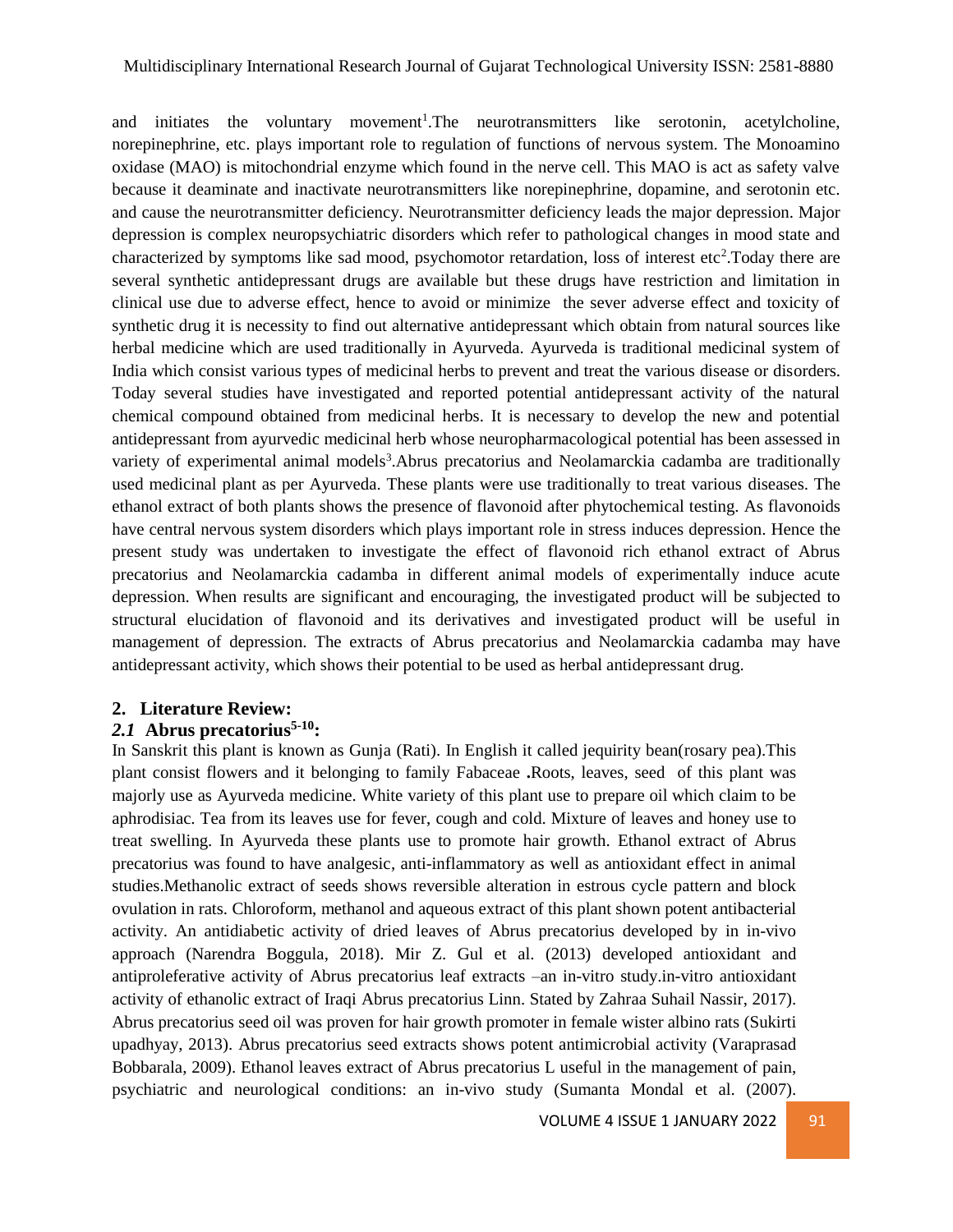and initiates the voluntary movement[1].The neurotransmitters like serotonin, acetylcholine, norepinephrine, etc. plays important role to regulation of functions of nervous system. The Monoamino oxidase (MAO) is mitochondrial enzyme which found in the nerve cell. This MAO is act as safety valve because it deaminate and inactivate neurotransmitters like norepinephrine, dopamine, and serotonin etc. and cause the neurotransmitter deficiency. Neurotransmitter deficiency leads the major depression. Major depression is complex neuropsychiatric disorders which refer to pathological changes in mood state and characterized by symptoms like sad mood, psychomotor retardation, loss of interest etc[2].Today there are several synthetic antidepressant drugs are available but these drugs have restriction and limitation in clinical use due to adverse effect, hence to avoid or minimize the sever adverse effect and toxicity of synthetic drug it is necessity to find out alternative antidepressant which obtain from natural sources like herbal medicine which are used traditionally in Ayurveda. Ayurveda is traditional medicinal system of India which consist various types of medicinal herbs to prevent and treat the various disease or disorders. Today several studies have investigated and reported potential antidepressant activity of the natural chemical compound obtained from medicinal herbs. It is necessary to develop the new and potential antidepressant from ayurvedic medicinal herb whose neuropharmacological potential has been assessed in variety of experimental animal models[3].Abrus precatorius and Neolamarckia cadamba are traditionally used medicinal plant as per Ayurveda. These plants were use traditionally to treat various diseases. The ethanol extract of both plants shows the presence of flavonoid after phytochemical testing. As flavonoids have central nervous system disorders which plays important role in stress induces depression. Hence the present study was undertaken to investigate the effect of flavonoid rich ethanol extract of Abrus precatorius and Neolamarckia cadamba in different animal models of experimentally induce acute depression. When results are significant and encouraging, the investigated product will be subjected to structural elucidation of flavonoid and its derivatives and investigated product will be useful in management of depression. The extracts of Abrus precatorius and Neolamarckia cadamba may have antidepressant activity, which shows their potential to be used as herbal antidepressant drug.

## 2. Literature Review:

### *2.1* Abrus precatorius[5-10]:

In Sanskrit this plant is known as Gunja (Rati). In English it called jequirity bean(rosary pea).This plant consist flowers and it belonging to family Fabaceae **.**Roots, leaves, seed of this plant was majorly use as Ayurveda medicine. White variety of this plant use to prepare oil which claim to be aphrodisiac. Tea from its leaves use for fever, cough and cold. Mixture of leaves and honey use to treat swelling. In Ayurveda these plants use to promote hair growth. Ethanol extract of Abrus precatorius was found to have analgesic, anti-inflammatory as well as antioxidant effect in animal studies.Methanolic extract of seeds shows reversible alteration in estrous cycle pattern and block ovulation in rats. Chloroform, methanol and aqueous extract of this plant shown potent antibacterial activity. An antidiabetic activity of dried leaves of Abrus precatorius developed by in in-vivo approach (Narendra Boggula, 2018). Mir Z. Gul et al. (2013) developed antioxidant and antiproleferative activity of Abrus precatorius leaf extracts –an in-vitro study.in-vitro antioxidant activity of ethanolic extract of Iraqi Abrus precatorius Linn. Stated by Zahraa Suhail Nassir, 2017). Abrus precatorius seed oil was proven for hair growth promoter in female wister albino rats (Sukirti upadhyay, 2013). Abrus precatorius seed extracts shows potent antimicrobial activity (Varaprasad Bobbarala, 2009). Ethanol leaves extract of Abrus precatorius L useful in the management of pain, psychiatric and neurological conditions: an in-vivo study (Sumanta Mondal et al. (2007).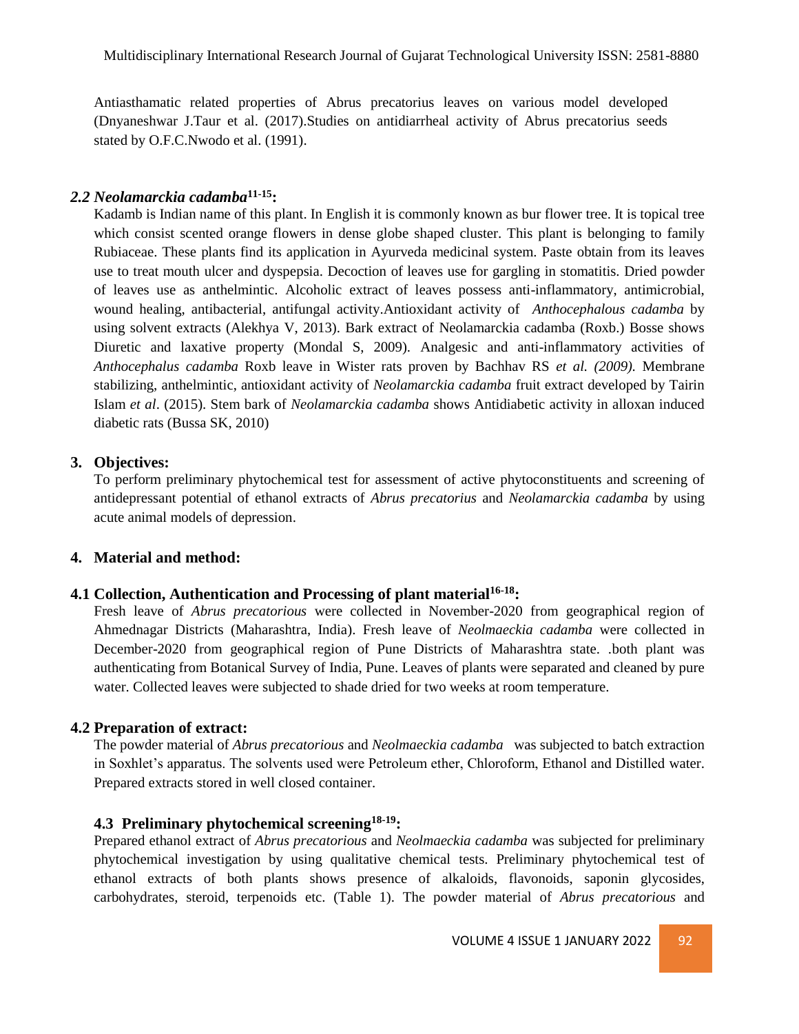Antiasthamatic related properties of Abrus precatorius leaves on various model developed (Dnyaneshwar J.Taur et al. (2017).Studies on antidiarrheal activity of Abrus precatorius seeds stated by O.F.C.Nwodo et al. (1991).

### *2.2 Neolamarckia cadamba*[11-15]:

Kadamb is Indian name of this plant. In English it is commonly known as bur flower tree. It is topical tree which consist scented orange flowers in dense globe shaped cluster. This plant is belonging to family Rubiaceae. These plants find its application in Ayurveda medicinal system. Paste obtain from its leaves use to treat mouth ulcer and dyspepsia. Decoction of leaves use for gargling in stomatitis. Dried powder of leaves use as anthelmintic. Alcoholic extract of leaves possess anti-inflammatory, antimicrobial, wound healing, antibacterial, antifungal activity.Antioxidant activity of *Anthocephalous cadamba* by using solvent extracts (Alekhya V, 2013). Bark extract of Neolamarckia cadamba (Roxb.) Bosse shows Diuretic and laxative property (Mondal S, 2009). Analgesic and anti-inflammatory activities of *Anthocephalus cadamba* Roxb leave in Wister rats proven by Bachhav RS *et al. (2009).* Membrane stabilizing, anthelmintic, antioxidant activity of *Neolamarckia cadamba* fruit extract developed by Tairin Islam *et al*. (2015). Stem bark of *Neolamarckia cadamba* shows Antidiabetic activity in alloxan induced diabetic rats (Bussa SK, 2010)

## 3. Objectives:

To perform preliminary phytochemical test for assessment of active phytoconstituents and screening of antidepressant potential of ethanol extracts of *Abrus precatorius* and *Neolamarckia cadamba* by using acute animal models of depression.

## 4. Material and method:

### 4.1 Collection, Authentication and Processing of plant material[16-18]:

Fresh leave of *Abrus precatorious* were collected in November-2020 from geographical region of Ahmednagar Districts (Maharashtra, India). Fresh leave of *Neolmaeckia cadamba* were collected in December-2020 from geographical region of Pune Districts of Maharashtra state. .both plant was authenticating from Botanical Survey of India, Pune. Leaves of plants were separated and cleaned by pure water. Collected leaves were subjected to shade dried for two weeks at room temperature.

### 4.2 Preparation of extract:

The powder material of *Abrus precatorious* and *Neolmaeckia cadamba* was subjected to batch extraction in Soxhlet's apparatus. The solvents used were Petroleum ether, Chloroform, Ethanol and Distilled water. Prepared extracts stored in well closed container.

### 4.3 Preliminary phytochemical screening[18-19]:

Prepared ethanol extract of *Abrus precatorious* and *Neolmaeckia cadamba* was subjected for preliminary phytochemical investigation by using qualitative chemical tests. Preliminary phytochemical test of ethanol extracts of both plants shows presence of alkaloids, flavonoids, saponin glycosides, carbohydrates, steroid, terpenoids etc. (Table 1). The powder material of *Abrus precatorious* and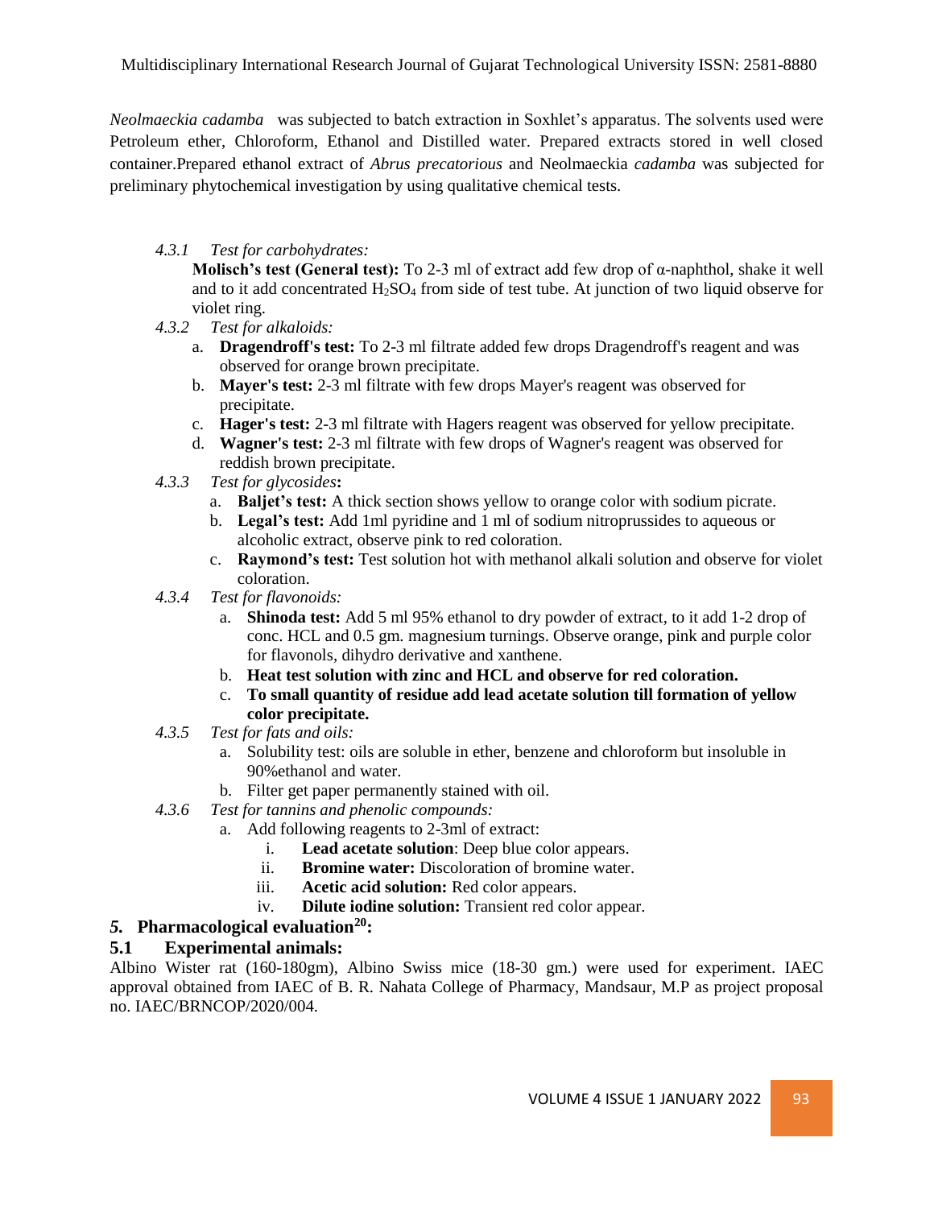*Neolmaeckia cadamba* was subjected to batch extraction in Soxhlet's apparatus. The solvents used were Petroleum ether, Chloroform, Ethanol and Distilled water. Prepared extracts stored in well closed container.Prepared ethanol extract of *Abrus precatorious* and Neolmaeckia *cadamba* was subjected for preliminary phytochemical investigation by using qualitative chemical tests.

*4.3.1 Test for carbohydrates:*

**Molisch's test (General test):** To 2-3 ml of extract add few drop of α-naphthol, shake it well and to it add concentrated $H_2SO_4$ from side of test tube. At junction of two liquid observe for violet ring.

*4.3.2 Test for alkaloids:*

a. **Dragendroff's test:** To 2-3 ml filtrate added few drops Dragendroff's reagent and was observed for orange brown precipitate.
b. **Mayer's test:** 2-3 ml filtrate with few drops Mayer's reagent was observed for precipitate.
c. **Hager's test:** 2-3 ml filtrate with Hagers reagent was observed for yellow precipitate.
d. **Wagner's test:** 2-3 ml filtrate with few drops of Wagner's reagent was observed for reddish brown precipitate.

*4.3.3 Test for glycosides***:**

a. **Baljet's test:** A thick section shows yellow to orange color with sodium picrate.
b. **Legal's test:** Add 1ml pyridine and 1 ml of sodium nitroprussides to aqueous or alcoholic extract, observe pink to red coloration.
c. **Raymond's test:** Test solution hot with methanol alkali solution and observe for violet coloration.

*4.3.4 Test for flavonoids:*

a. **Shinoda test:** Add 5 ml 95% ethanol to dry powder of extract, to it add 1-2 drop of conc. HCL and 0.5 gm. magnesium turnings. Observe orange, pink and purple color for flavonols, dihydro derivative and xanthene.
b. **Heat test solution with zinc and HCL and observe for red coloration.**
c. **To small quantity of residue add lead acetate solution till formation of yellow color precipitate.**

*4.3.5 Test for fats and oils:*

a. Solubility test: oils are soluble in ether, benzene and chloroform but insoluble in 90%ethanol and water.
b. Filter get paper permanently stained with oil.

*4.3.6 Test for tannins and phenolic compounds:*

a. Add following reagents to 2-3ml of extract:
   i. **Lead acetate solution**: Deep blue color appears.
   ii. **Bromine water:** Discoloration of bromine water.
   iii. **Acetic acid solution:** Red color appears.
   iv. **Dilute iodine solution:** Transient red color appear.

## *5.* Pharmacological evaluation[20]:

### 5.1 Experimental animals:

Albino Wister rat (160-180gm), Albino Swiss mice (18-30 gm.) were used for experiment. IAEC approval obtained from IAEC of B. R. Nahata College of Pharmacy, Mandsaur, M.P as project proposal no. IAEC/BRNCOP/2020/004.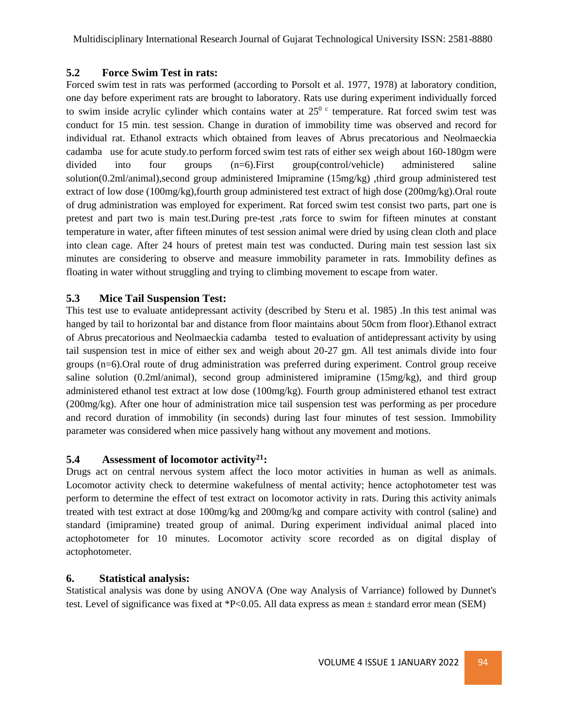### 5.2 Force Swim Test in rats:

Forced swim test in rats was performed (according to Porsolt et al. 1977, 1978) at laboratory condition, one day before experiment rats are brought to laboratory. Rats use during experiment individually forced to swim inside acrylic cylinder which contains water at $25^{0\ c}$ temperature. Rat forced swim test was conduct for 15 min. test session. Change in duration of immobility time was observed and record for individual rat. Ethanol extracts which obtained from leaves of Abrus precatorious and Neolmaeckia cadamba use for acute study.to perform forced swim test rats of either sex weigh about 160-180gm were divided into four groups (n=6).First group(control/vehicle) administered saline solution(0.2ml/animal),second group administered Imipramine (15mg/kg) ,third group administered test extract of low dose (100mg/kg),fourth group administered test extract of high dose (200mg/kg).Oral route of drug administration was employed for experiment. Rat forced swim test consist two parts, part one is pretest and part two is main test.During pre-test ,rats force to swim for fifteen minutes at constant temperature in water, after fifteen minutes of test session animal were dried by using clean cloth and place into clean cage. After 24 hours of pretest main test was conducted. During main test session last six minutes are considering to observe and measure immobility parameter in rats. Immobility defines as floating in water without struggling and trying to climbing movement to escape from water.

### 5.3 Mice Tail Suspension Test:

This test use to evaluate antidepressant activity (described by Steru et al. 1985) .In this test animal was hanged by tail to horizontal bar and distance from floor maintains about 50cm from floor).Ethanol extract of Abrus precatorious and Neolmaeckia cadamba tested to evaluation of antidepressant activity by using tail suspension test in mice of either sex and weigh about 20-27 gm. All test animals divide into four groups (n=6).Oral route of drug administration was preferred during experiment. Control group receive saline solution (0.2ml/animal), second group administered imipramine (15mg/kg), and third group administered ethanol test extract at low dose (100mg/kg). Fourth group administered ethanol test extract (200mg/kg). After one hour of administration mice tail suspension test was performing as per procedure and record duration of immobility (in seconds) during last four minutes of test session. Immobility parameter was considered when mice passively hang without any movement and motions.

### 5.4 Assessment of locomotor activity[21]:

Drugs act on central nervous system affect the loco motor activities in human as well as animals. Locomotor activity check to determine wakefulness of mental activity; hence actophotometer test was perform to determine the effect of test extract on locomotor activity in rats. During this activity animals treated with test extract at dose 100mg/kg and 200mg/kg and compare activity with control (saline) and standard (imipramine) treated group of animal. During experiment individual animal placed into actophotometer for 10 minutes. Locomotor activity score recorded as on digital display of actophotometer.

## 6. Statistical analysis:

Statistical analysis was done by using ANOVA (One way Analysis of Varriance) followed by Dunnet's test. Level of significance was fixed at *P<0.05. All data express as mean ± standard error mean (SEM)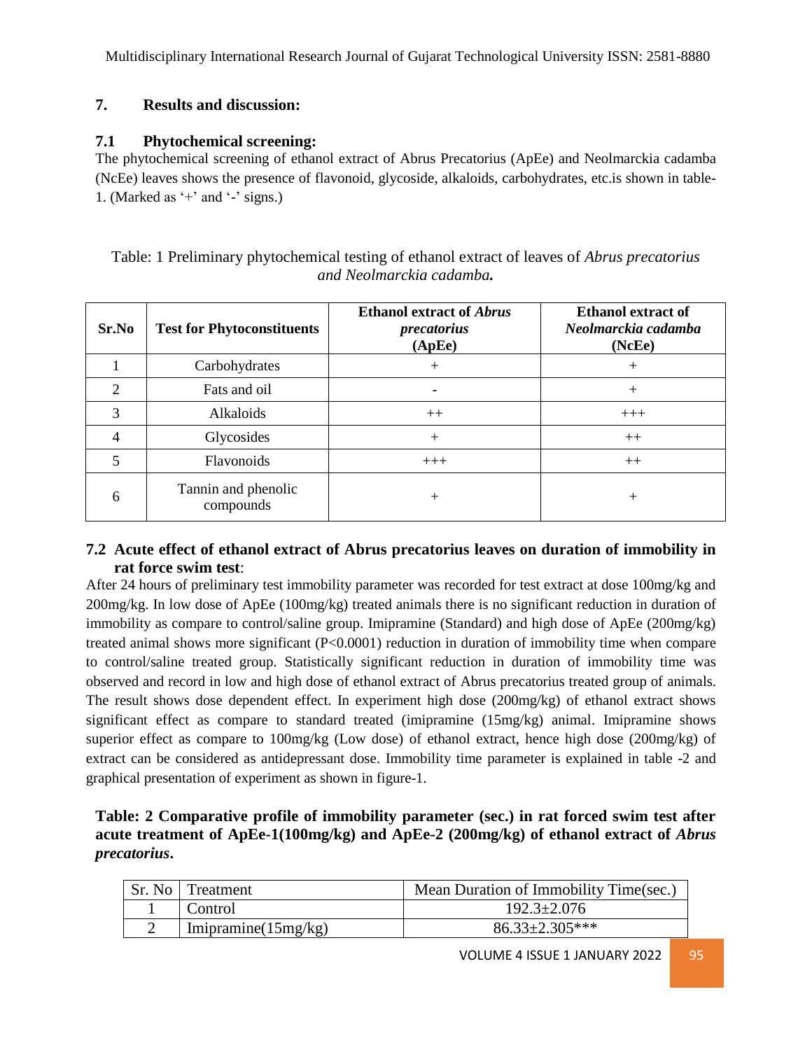## 7. Results and discussion:

### 7.1 Phytochemical screening:

The phytochemical screening of ethanol extract of Abrus Precatorius (ApEe) and Neolmarckia cadamba (NcEe) leaves shows the presence of flavonoid, glycoside, alkaloids, carbohydrates, etc.is shown in table-1. (Marked as '+' and '-' signs.)

Table: 1 Preliminary phytochemical testing of ethanol extract of leaves of *Abrus precatorius* *and Neolmarckia cadamba.*

| Sr.No | Test for Phytoconstituents | Ethanol extract of *Abrus precatorius* (ApEe) | Ethanol extract of *Neolmarckia cadamba* (NcEe) |
|---|---|---|---|
| 1 | Carbohydrates | + | + |
| 2 | Fats and oil | - | + |
| 3 | Alkaloids | ++ | +++ |
| 4 | Glycosides | + | ++ |
| 5 | Flavonoids | +++ | ++ |
| 6 | Tannin and phenolic compounds | + | + |

### 7.2 Acute effect of ethanol extract of Abrus precatorius leaves on duration of immobility in rat force swim test:

After 24 hours of preliminary test immobility parameter was recorded for test extract at dose 100mg/kg and 200mg/kg. In low dose of ApEe (100mg/kg) treated animals there is no significant reduction in duration of immobility as compare to control/saline group. Imipramine (Standard) and high dose of ApEe (200mg/kg) treated animal shows more significant ($P<0.0001$) reduction in duration of immobility time when compare to control/saline treated group. Statistically significant reduction in duration of immobility time was observed and record in low and high dose of ethanol extract of Abrus precatorius treated group of animals. The result shows dose dependent effect. In experiment high dose (200mg/kg) of ethanol extract shows significant effect as compare to standard treated (imipramine (15mg/kg) animal. Imipramine shows superior effect as compare to 100mg/kg (Low dose) of ethanol extract, hence high dose (200mg/kg) of extract can be considered as antidepressant dose. Immobility time parameter is explained in table -2 and graphical presentation of experiment as shown in figure-1.

**Table: 2 Comparative profile of immobility parameter (sec.) in rat forced swim test after acute treatment of ApEe-1(100mg/kg) and ApEe-2 (200mg/kg) of ethanol extract of *Abrus precatorius*.**

| Sr. No | Treatment | Mean Duration of Immobility Time(sec.) |
|---|---|---|
| 1 | Control | 192.3±2.076 |
| 2 | Imipramine(15mg/kg) | 86.33±2.305*** |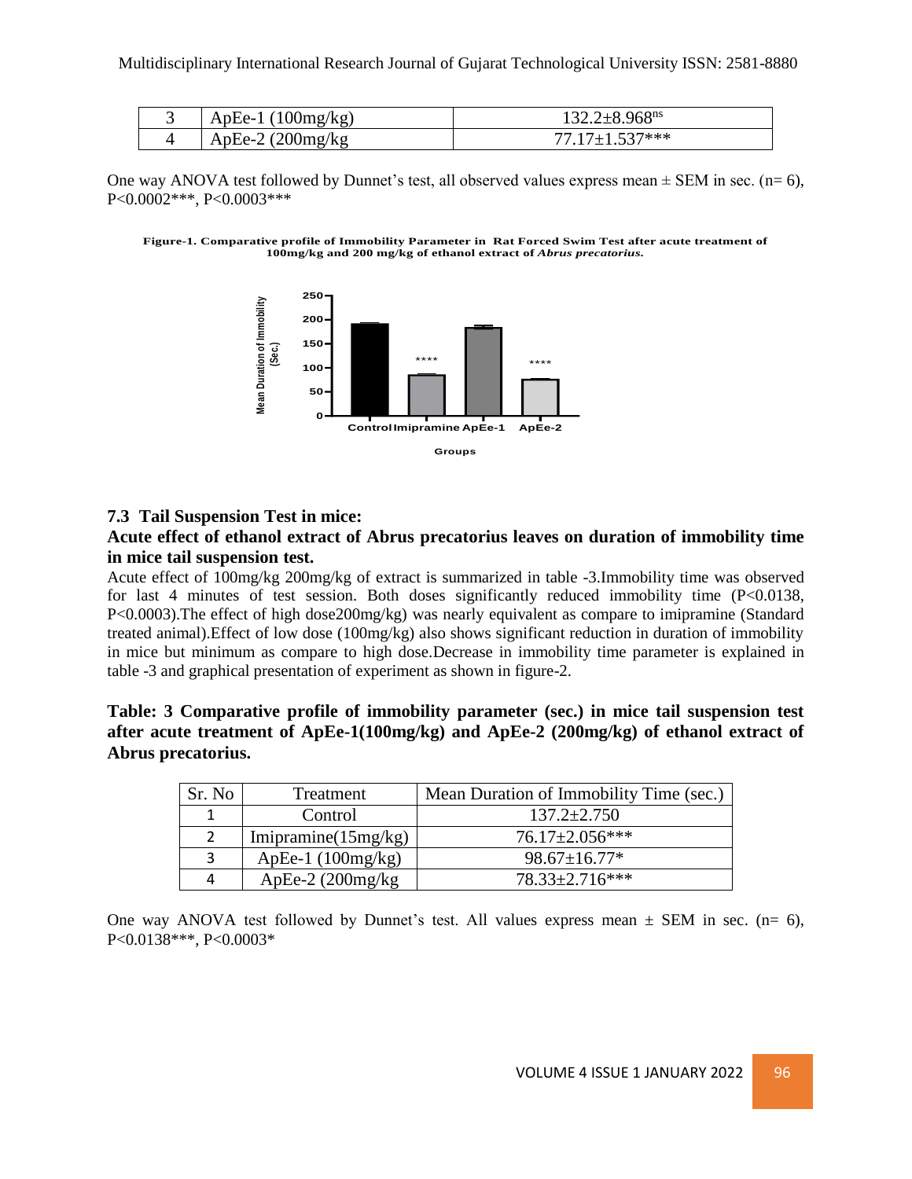| 3 | ApEe-1 (100mg/kg) | 132.2±8.968[ns] |
| --- | --- | --- |
| 4 | ApEe-2 (200mg/kg | 77.17±1.537*** |

One way ANOVA test followed by Dunnet's test, all observed values express mean ± SEM in sec. (n= 6), P<0.0002***, P<0.0003***

**Figure-1. Comparative profile of Immobility Parameter in Rat Forced Swim Test after acute treatment of 100mg/kg and 200 mg/kg of ethanol extract of *Abrus precatorius*.**

### 7.3 Tail Suspension Test in mice:

**Acute effect of ethanol extract of Abrus precatorius leaves on duration of immobility time in mice tail suspension test.**

Acute effect of 100mg/kg 200mg/kg of extract is summarized in table -3.Immobility time was observed for last 4 minutes of test session. Both doses significantly reduced immobility time (P<0.0138, P<0.0003).The effect of high dose200mg/kg) was nearly equivalent as compare to imipramine (Standard treated animal).Effect of low dose (100mg/kg) also shows significant reduction in duration of immobility in mice but minimum as compare to high dose.Decrease in immobility time parameter is explained in table -3 and graphical presentation of experiment as shown in figure-2.

**Table: 3 Comparative profile of immobility parameter (sec.) in mice tail suspension test after acute treatment of ApEe-1(100mg/kg) and ApEe-2 (200mg/kg) of ethanol extract of Abrus precatorius.**

| Sr. No | Treatment | Mean Duration of Immobility Time (sec.) |
| --- | --- | --- |
| 1 | Control | 137.2±2.750 |
| 2 | Imipramine(15mg/kg) | 76.17±2.056*** |
| 3 | ApEe-1 (100mg/kg) | 98.67±16.77* |
| 4 | ApEe-2 (200mg/kg | 78.33±2.716*** |

One way ANOVA test followed by Dunnet's test. All values express mean ± SEM in sec. (n= 6), P<0.0138***, P<0.0003*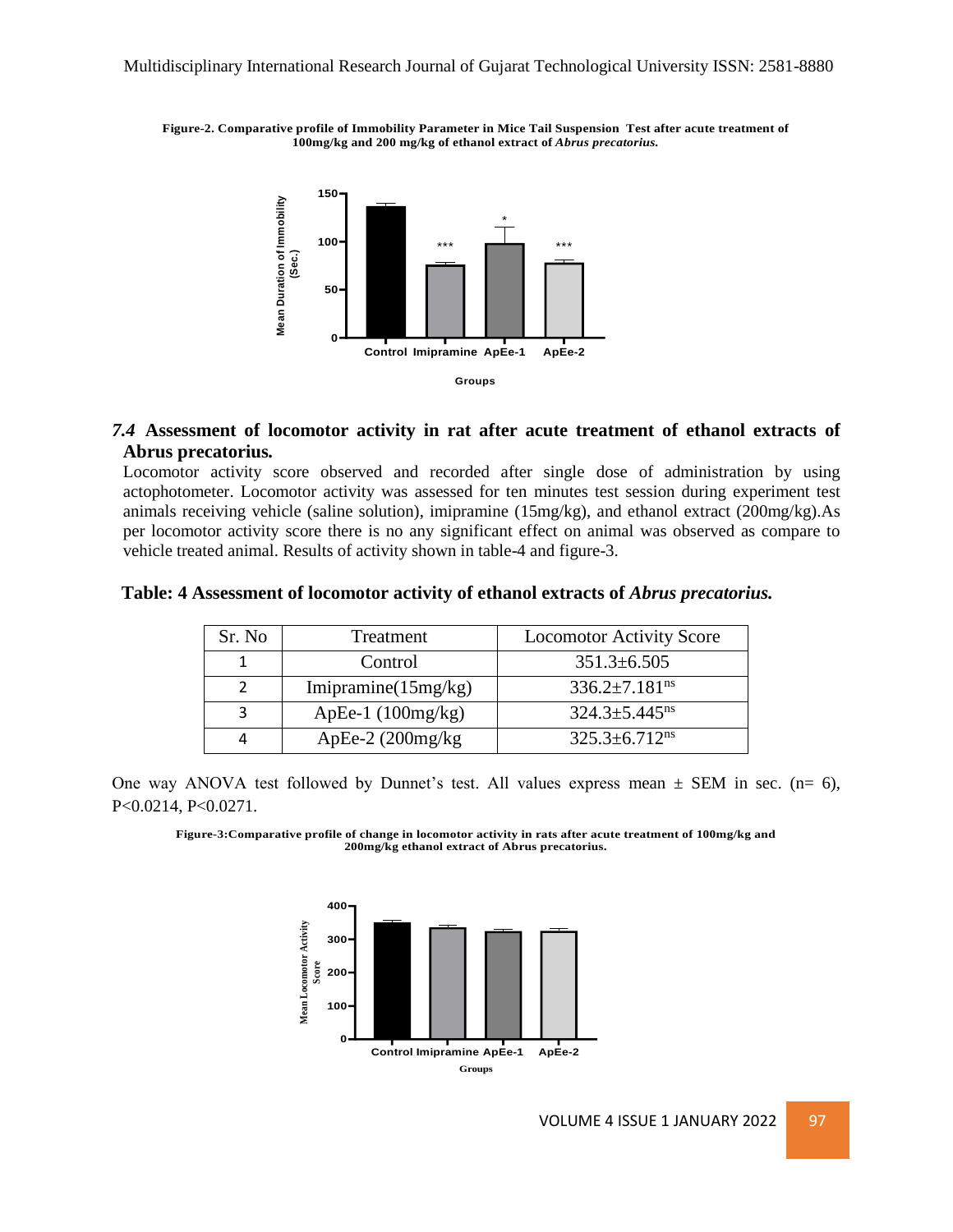**Figure-2. Comparative profile of Immobility Parameter in Mice Tail Suspension Test after acute treatment of 100mg/kg and 200 mg/kg of ethanol extract of *Abrus precatorius.***

### *7.4* Assessment of locomotor activity in rat after acute treatment of ethanol extracts of Abrus precatorius.

Locomotor activity score observed and recorded after single dose of administration by using actophotometer. Locomotor activity was assessed for ten minutes test session during experiment test animals receiving vehicle (saline solution), imipramine (15mg/kg), and ethanol extract (200mg/kg).As per locomotor activity score there is no any significant effect on animal was observed as compare to vehicle treated animal. Results of activity shown in table-4 and figure-3.

**Table: 4 Assessment of locomotor activity of ethanol extracts of *Abrus precatorius.***

| Sr. No | Treatment | Locomotor Activity Score |
| --- | --- | --- |
| 1 | Control | 351.3±6.505 |
| 2 | Imipramine(15mg/kg) | 336.2±7.181$^{ns}$ |
| 3 | ApEe-1 (100mg/kg) | 324.3±5.445$^{ns}$ |
| 4 | ApEe-2 (200mg/kg | 325.3±6.712$^{ns}$ |

One way ANOVA test followed by Dunnet's test. All values express mean ± SEM in sec. (n= 6), P<0.0214, P<0.0271.

**Figure-3:Comparative profile of change in locomotor activity in rats after acute treatment of 100mg/kg and 200mg/kg ethanol extract of Abrus precatorius.**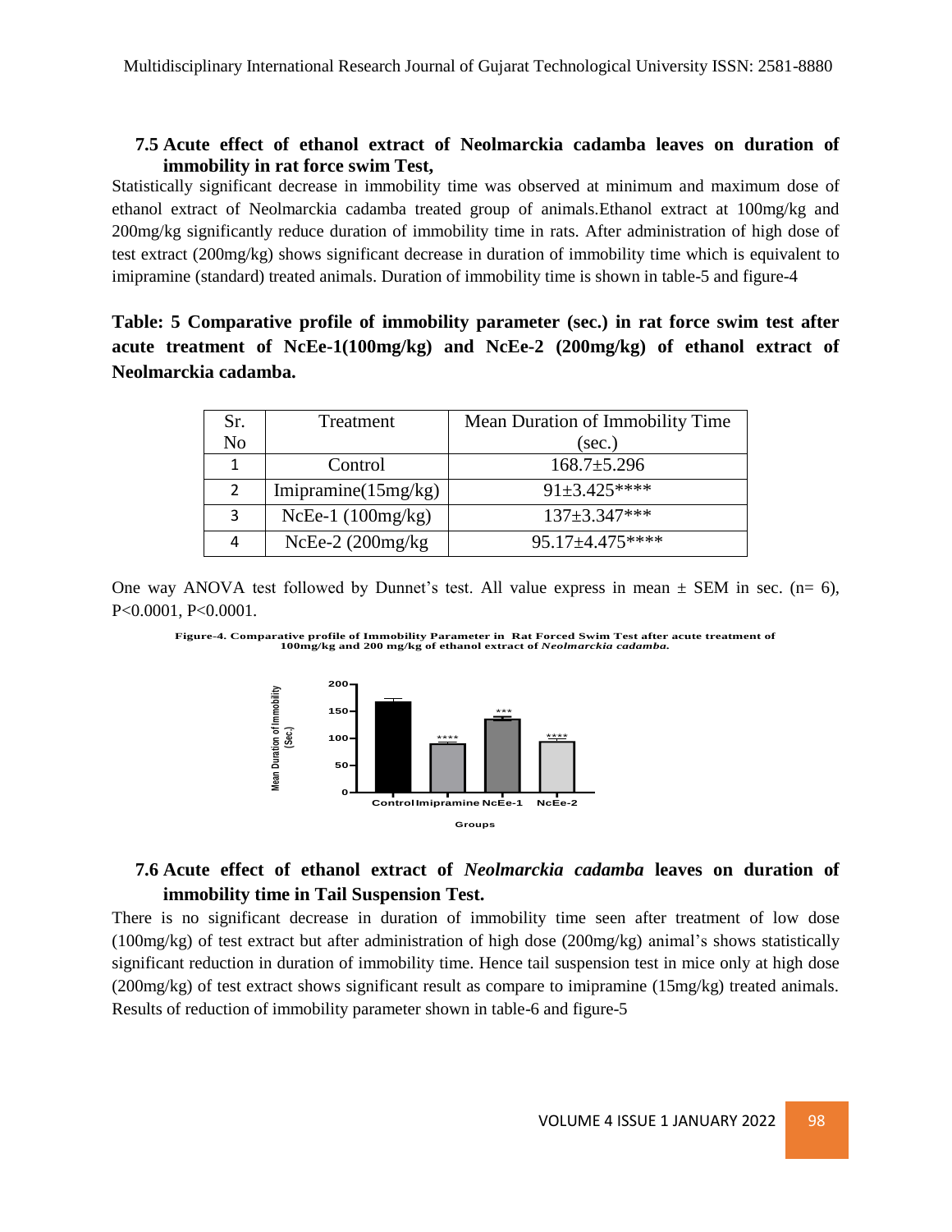### 7.5 Acute effect of ethanol extract of Neolmarckia cadamba leaves on duration of immobility in rat force swim Test,

Statistically significant decrease in immobility time was observed at minimum and maximum dose of ethanol extract of Neolmarckia cadamba treated group of animals.Ethanol extract at 100mg/kg and 200mg/kg significantly reduce duration of immobility time in rats. After administration of high dose of test extract (200mg/kg) shows significant decrease in duration of immobility time which is equivalent to imipramine (standard) treated animals. Duration of immobility time is shown in table-5 and figure-4

**Table: 5 Comparative profile of immobility parameter (sec.) in rat force swim test after acute treatment of NcEe-1(100mg/kg) and NcEe-2 (200mg/kg) of ethanol extract of Neolmarckia cadamba.**

| Sr. No | Treatment | Mean Duration of Immobility Time (sec.) |
|---|---|---|
| 1 | Control | 168.7±5.296 |
| 2 | Imipramine(15mg/kg) | 91±3.425**** |
| 3 | NcEe-1 (100mg/kg) | 137±3.347*** |
| 4 | NcEe-2 (200mg/kg | 95.17±4.475**** |

One way ANOVA test followed by Dunnet's test. All value express in mean ± SEM in sec. (n= 6), P<0.0001, P<0.0001.

**Figure-4. Comparative profile of Immobility Parameter in Rat Forced Swim Test after acute treatment of 100mg/kg and 200 mg/kg of ethanol extract of *Neolmarckia cadamba*.**

### 7.6 Acute effect of ethanol extract of *Neolmarckia cadamba* leaves on duration of immobility time in Tail Suspension Test.

There is no significant decrease in duration of immobility time seen after treatment of low dose (100mg/kg) of test extract but after administration of high dose (200mg/kg) animal's shows statistically significant reduction in duration of immobility time. Hence tail suspension test in mice only at high dose (200mg/kg) of test extract shows significant result as compare to imipramine (15mg/kg) treated animals. Results of reduction of immobility parameter shown in table-6 and figure-5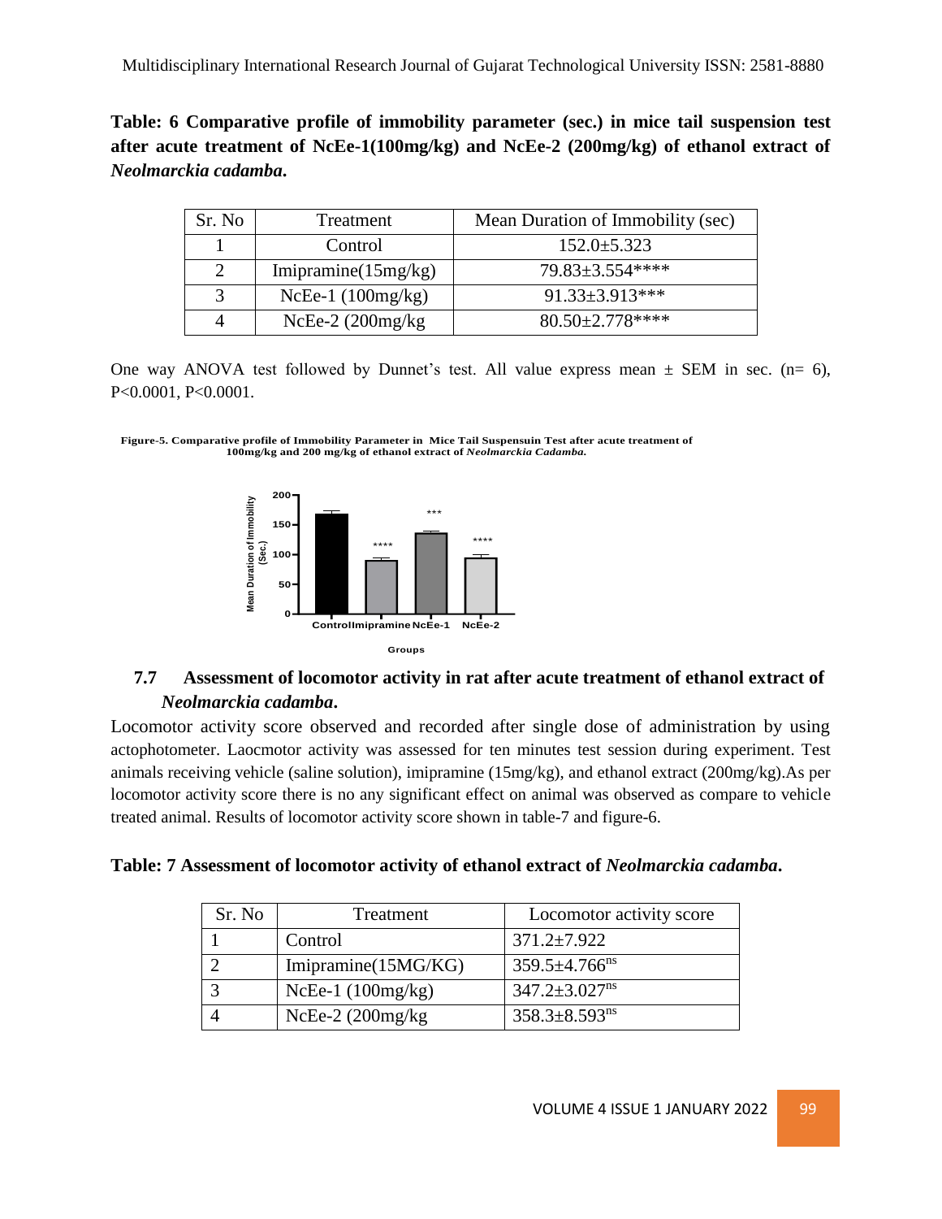**Table: 6 Comparative profile of immobility parameter (sec.) in mice tail suspension test after acute treatment of NcEe-1(100mg/kg) and NcEe-2 (200mg/kg) of ethanol extract of *Neolmarckia cadamba*.**

| Sr. No | Treatment | Mean Duration of Immobility (sec) |
|---|---|---|
| 1 | Control | 152.0±5.323 |
| 2 | Imipramine(15mg/kg) | 79.83±3.554**** |
| 3 | NcEe-1 (100mg/kg) | 91.33±3.913*** |
| 4 | NcEe-2 (200mg/kg | 80.50±2.778**** |

One way ANOVA test followed by Dunnet's test. All value express mean ± SEM in sec. (n= 6), P<0.0001, P<0.0001.

**Figure-5. Comparative profile of Immobility Parameter in Mice Tail Suspensuin Test after acute treatment of 100mg/kg and 200 mg/kg of ethanol extract of *Neolmarckia Cadamba*.**

## 7.7 Assessment of locomotor activity in rat after acute treatment of ethanol extract of *Neolmarckia cadamba*.

Locomotor activity score observed and recorded after single dose of administration by using actophotometer. Laocmotor activity was assessed for ten minutes test session during experiment. Test animals receiving vehicle (saline solution), imipramine (15mg/kg), and ethanol extract (200mg/kg).As per locomotor activity score there is no any significant effect on animal was observed as compare to vehicle treated animal. Results of locomotor activity score shown in table-7 and figure-6.

**Table: 7 Assessment of locomotor activity of ethanol extract of *Neolmarckia cadamba*.**

| Sr. No | Treatment | Locomotor activity score |
|---|---|---|
| 1 | Control | 371.2±7.922 |
| 2 | Imipramine(15MG/KG) | 359.5±4.766$^{ns}$ |
| 3 | NcEe-1 (100mg/kg) | 347.2±3.027$^{ns}$ |
| 4 | NcEe-2 (200mg/kg | 358.3±8.593$^{ns}$ |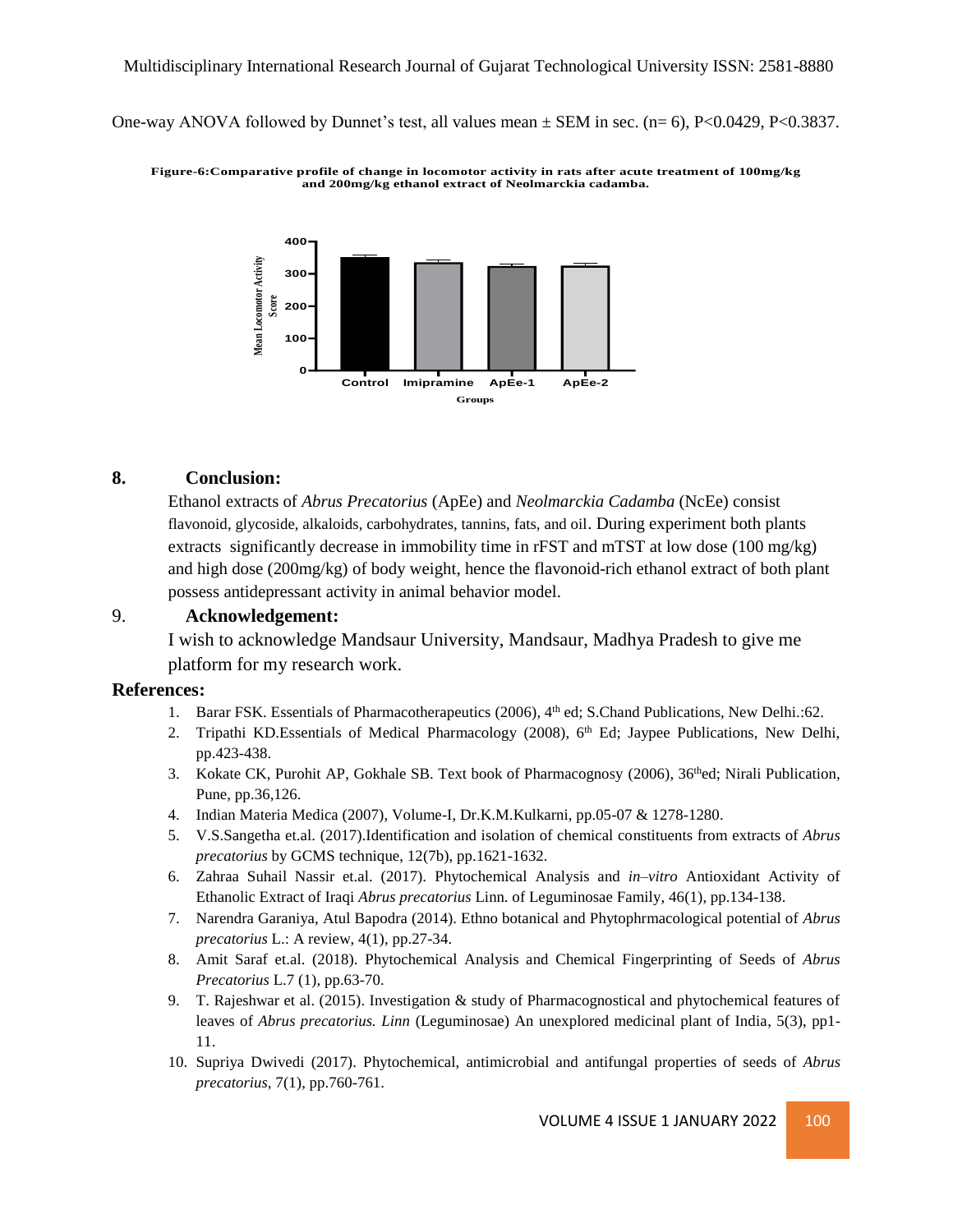One-way ANOVA followed by Dunnet's test, all values mean ± SEM in sec. (n= 6), P<0.0429, P<0.3837.

**Figure-6:Comparative profile of change in locomotor activity in rats after acute treatment of 100mg/kg and 200mg/kg ethanol extract of Neolmarckia cadamba.**

## 8. Conclusion:

Ethanol extracts of *Abrus Precatorius* (ApEe) and *Neolmarckia Cadamba* (NcEe) consist flavonoid, glycoside, alkaloids, carbohydrates, tannins, fats, and oil. During experiment both plants extracts significantly decrease in immobility time in rFST and mTST at low dose (100 mg/kg) and high dose (200mg/kg) of body weight, hence the flavonoid-rich ethanol extract of both plant possess antidepressant activity in animal behavior model.

## 9. Acknowledgement:

I wish to acknowledge Mandsaur University, Mandsaur, Madhya Pradesh to give me platform for my research work.

## References:

1. Barar FSK. Essentials of Pharmacotherapeutics (2006), 4th ed; S.Chand Publications, New Delhi.:62.
2. Tripathi KD.Essentials of Medical Pharmacology (2008), 6th Ed; Jaypee Publications, New Delhi, pp.423-438.
3. Kokate CK, Purohit AP, Gokhale SB. Text book of Pharmacognosy (2006), 36thed; Nirali Publication, Pune, pp.36,126.
4. Indian Materia Medica (2007), Volume-I, Dr.K.M.Kulkarni, pp.05-07 & 1278-1280.
5. V.S.Sangetha et.al. (2017).Identification and isolation of chemical constituents from extracts of *Abrus precatorius* by GCMS technique, 12(7b), pp.1621-1632.
6. Zahraa Suhail Nassir et.al. (2017). Phytochemical Analysis and *in–vitro* Antioxidant Activity of Ethanolic Extract of Iraqi *Abrus precatorius* Linn. of Leguminosae Family, 46(1), pp.134-138.
7. Narendra Garaniya, Atul Bapodra (2014). Ethno botanical and Phytophrmacological potential of *Abrus precatorius* L.: A review, 4(1), pp.27-34.
8. Amit Saraf et.al. (2018). Phytochemical Analysis and Chemical Fingerprinting of Seeds of *Abrus Precatorius* L.7 (1), pp.63-70.
9. T. Rajeshwar et al. (2015). Investigation & study of Pharmacognostical and phytochemical features of leaves of *Abrus precatorius. Linn* (Leguminosae) An unexplored medicinal plant of India, 5(3), pp1-11.
10. Supriya Dwivedi (2017). Phytochemical, antimicrobial and antifungal properties of seeds of *Abrus precatorius*, 7(1), pp.760-761.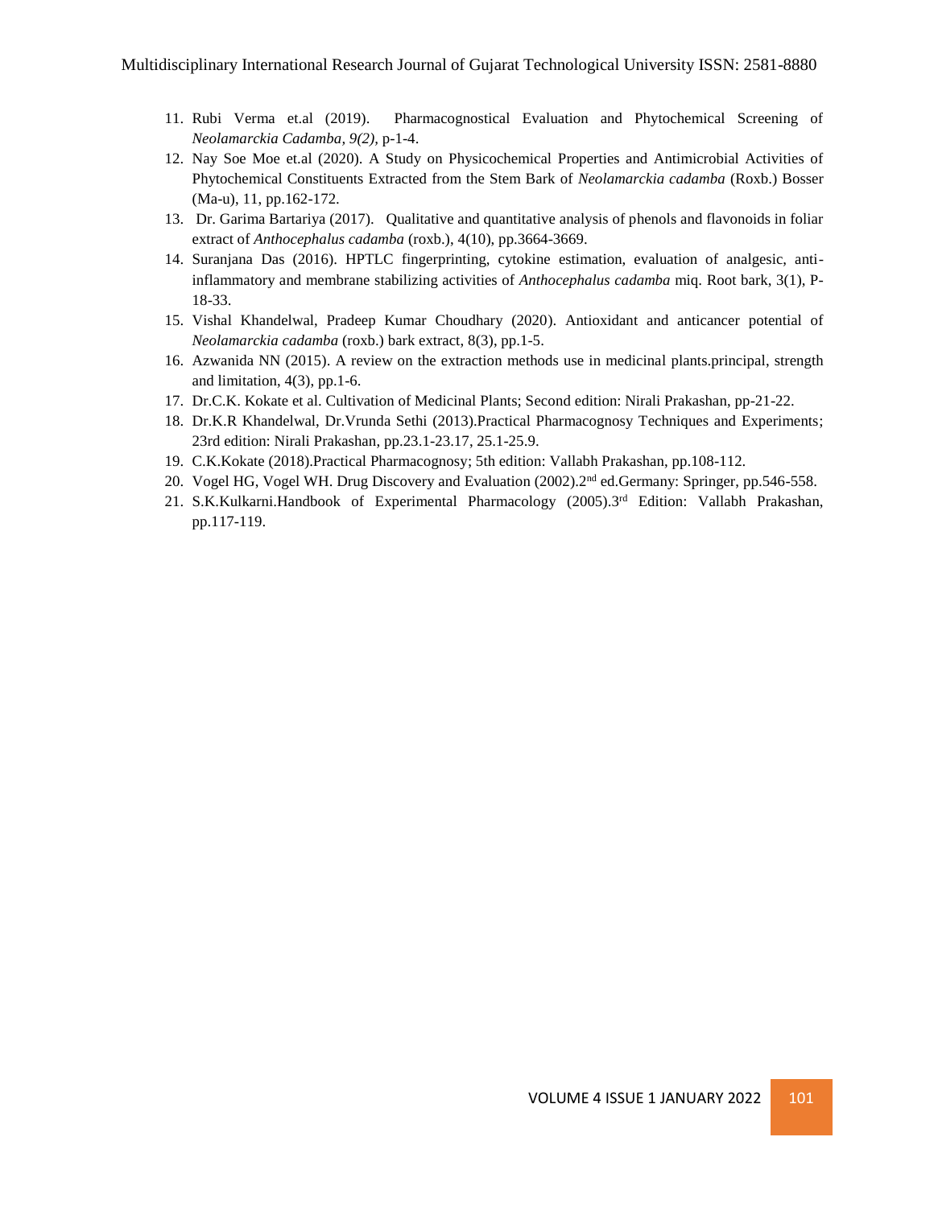11. Rubi Verma et.al (2019). Pharmacognostical Evaluation and Phytochemical Screening of *Neolamarckia Cadamba, 9(2),* p-1-4.
12. Nay Soe Moe et.al (2020). A Study on Physicochemical Properties and Antimicrobial Activities of Phytochemical Constituents Extracted from the Stem Bark of *Neolamarckia cadamba* (Roxb.) Bosser (Ma-u), 11, pp.162-172.
13. Dr. Garima Bartariya (2017). Qualitative and quantitative analysis of phenols and flavonoids in foliar extract of *Anthocephalus cadamba* (roxb.), 4(10), pp.3664-3669.
14. Suranjana Das (2016). HPTLC fingerprinting, cytokine estimation, evaluation of analgesic, anti-inflammatory and membrane stabilizing activities of *Anthocephalus cadamba* miq. Root bark, 3(1), P-18-33.
15. Vishal Khandelwal, Pradeep Kumar Choudhary (2020). Antioxidant and anticancer potential of *Neolamarckia cadamba* (roxb.) bark extract, 8(3), pp.1-5.
16. Azwanida NN (2015). A review on the extraction methods use in medicinal plants.principal, strength and limitation, 4(3), pp.1-6.
17. Dr.C.K. Kokate et al. Cultivation of Medicinal Plants; Second edition: Nirali Prakashan, pp-21-22.
18. Dr.K.R Khandelwal, Dr.Vrunda Sethi (2013).Practical Pharmacognosy Techniques and Experiments; 23rd edition: Nirali Prakashan, pp.23.1-23.17, 25.1-25.9.
19. C.K.Kokate (2018).Practical Pharmacognosy; 5th edition: Vallabh Prakashan, pp.108-112.
20. Vogel HG, Vogel WH. Drug Discovery and Evaluation (2002).2nd ed.Germany: Springer, pp.546-558.
21. S.K.Kulkarni.Handbook of Experimental Pharmacology (2005).3rd Edition: Vallabh Prakashan, pp.117-119.